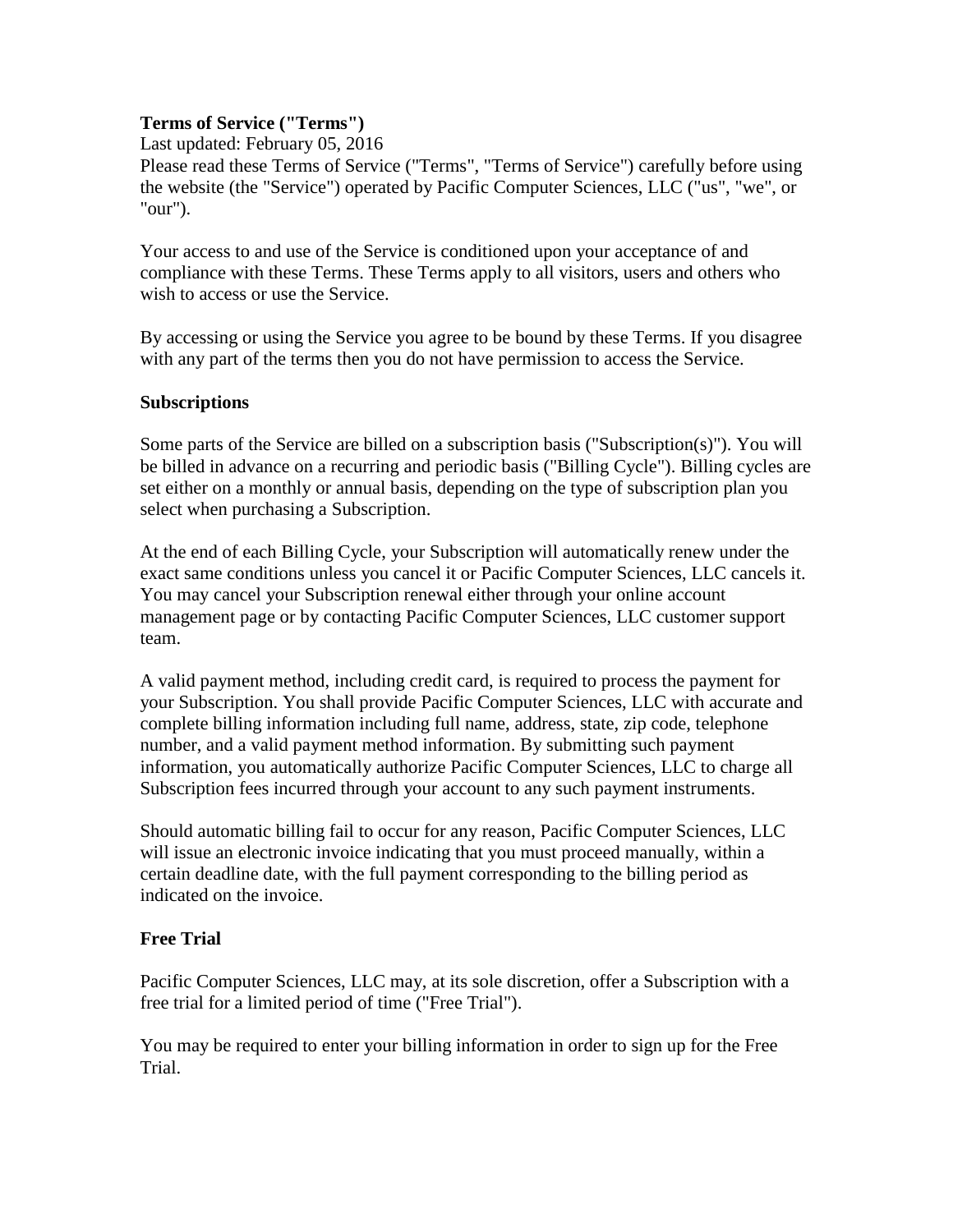**Terms of Service ("Terms")**

Last updated: February 05, 2016

Please read these Terms of Service ("Terms", "Terms of Service") carefully before using the website (the "Service") operated by Pacific Computer Sciences, LLC ("us", "we", or "our").

Your access to and use of the Service is conditioned upon your acceptance of and compliance with these Terms. These Terms apply to all visitors, users and others who wish to access or use the Service.

By accessing or using the Service you agree to be bound by these Terms. If you disagree with any part of the terms then you do not have permission to access the Service.

**Subscriptions**

Some parts of the Service are billed on a subscription basis ("Subscription(s)"). You will be billed in advance on a recurring and periodic basis ("Billing Cycle"). Billing cycles are set either on a monthly or annual basis, depending on the type of subscription plan you select when purchasing a Subscription.

At the end of each Billing Cycle, your Subscription will automatically renew under the exact same conditions unless you cancel it or Pacific Computer Sciences, LLC cancels it. You may cancel your Subscription renewal either through your online account management page or by contacting Pacific Computer Sciences, LLC customer support team.

A valid payment method, including credit card, is required to process the payment for your Subscription. You shall provide Pacific Computer Sciences, LLC with accurate and complete billing information including full name, address, state, zip code, telephone number, and a valid payment method information. By submitting such payment information, you automatically authorize Pacific Computer Sciences, LLC to charge all Subscription fees incurred through your account to any such payment instruments.

Should automatic billing fail to occur for any reason, Pacific Computer Sciences, LLC will issue an electronic invoice indicating that you must proceed manually, within a certain deadline date, with the full payment corresponding to the billing period as indicated on the invoice.

**Free Trial**

Pacific Computer Sciences, LLC may, at its sole discretion, offer a Subscription with a free trial for a limited period of time ("Free Trial").

You may be required to enter your billing information in order to sign up for the Free Trial.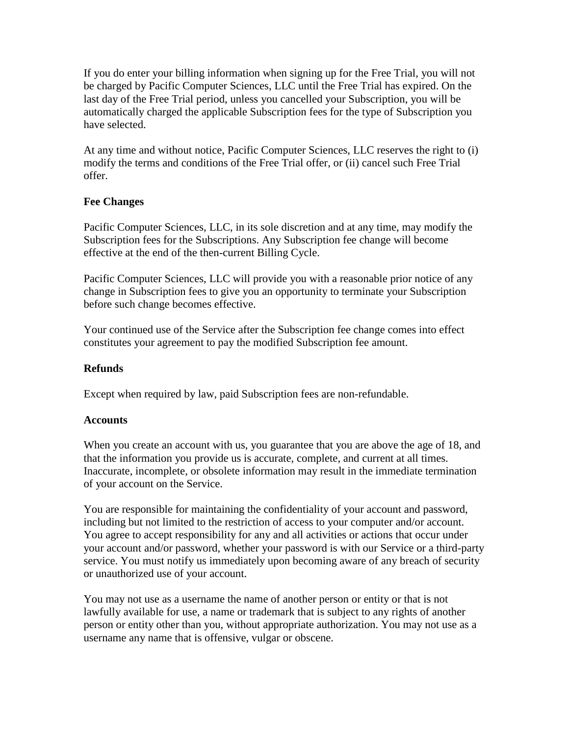If you do enter your billing information when signing up for the Free Trial, you will not be charged by Pacific Computer Sciences, LLC until the Free Trial has expired. On the last day of the Free Trial period, unless you cancelled your Subscription, you will be automatically charged the applicable Subscription fees for the type of Subscription you have selected.

At any time and without notice, Pacific Computer Sciences, LLC reserves the right to (i) modify the terms and conditions of the Free Trial offer, or (ii) cancel such Free Trial offer.

**Fee Changes**

Pacific Computer Sciences, LLC, in its sole discretion and at any time, may modify the Subscription fees for the Subscriptions. Any Subscription fee change will become effective at the end of the then-current Billing Cycle.

Pacific Computer Sciences, LLC will provide you with a reasonable prior notice of any change in Subscription fees to give you an opportunity to terminate your Subscription before such change becomes effective.

Your continued use of the Service after the Subscription fee change comes into effect constitutes your agreement to pay the modified Subscription fee amount.

**Refunds**

Except when required by law, paid Subscription fees are non-refundable.

**Accounts**

When you create an account with us, you guarantee that you are above the age of 18, and that the information you provide us is accurate, complete, and current at all times. Inaccurate, incomplete, or obsolete information may result in the immediate termination of your account on the Service.

You are responsible for maintaining the confidentiality of your account and password, including but not limited to the restriction of access to your computer and/or account. You agree to accept responsibility for any and all activities or actions that occur under your account and/or password, whether your password is with our Service or a third-party service. You must notify us immediately upon becoming aware of any breach of security or unauthorized use of your account.

You may not use as a username the name of another person or entity or that is not lawfully available for use, a name or trademark that is subject to any rights of another person or entity other than you, without appropriate authorization. You may not use as a username any name that is offensive, vulgar or obscene.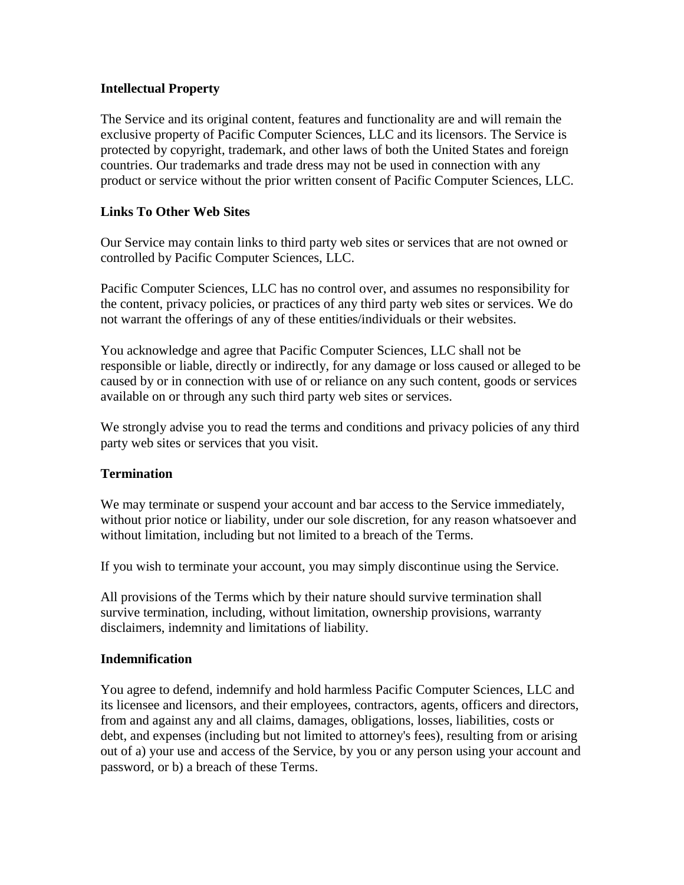**Intellectual Property**

The Service and its original content, features and functionality are and will remain the exclusive property of Pacific Computer Sciences, LLC and its licensors. The Service is protected by copyright, trademark, and other laws of both the United States and foreign countries. Our trademarks and trade dress may not be used in connection with any product or service without the prior written consent of Pacific Computer Sciences, LLC.

**Links To Other Web Sites**

Our Service may contain links to third party web sites or services that are not owned or controlled by Pacific Computer Sciences, LLC.

Pacific Computer Sciences, LLC has no control over, and assumes no responsibility for the content, privacy policies, or practices of any third party web sites or services. We do not warrant the offerings of any of these entities/individuals or their websites.

You acknowledge and agree that Pacific Computer Sciences, LLC shall not be responsible or liable, directly or indirectly, for any damage or loss caused or alleged to be caused by or in connection with use of or reliance on any such content, goods or services available on or through any such third party web sites or services.

We strongly advise you to read the terms and conditions and privacy policies of any third party web sites or services that you visit.

**Termination**

We may terminate or suspend your account and bar access to the Service immediately, without prior notice or liability, under our sole discretion, for any reason whatsoever and without limitation, including but not limited to a breach of the Terms.

If you wish to terminate your account, you may simply discontinue using the Service.

All provisions of the Terms which by their nature should survive termination shall survive termination, including, without limitation, ownership provisions, warranty disclaimers, indemnity and limitations of liability.

**Indemnification**

You agree to defend, indemnify and hold harmless Pacific Computer Sciences, LLC and its licensee and licensors, and their employees, contractors, agents, officers and directors, from and against any and all claims, damages, obligations, losses, liabilities, costs or debt, and expenses (including but not limited to attorney's fees), resulting from or arising out of a) your use and access of the Service, by you or any person using your account and password, or b) a breach of these Terms.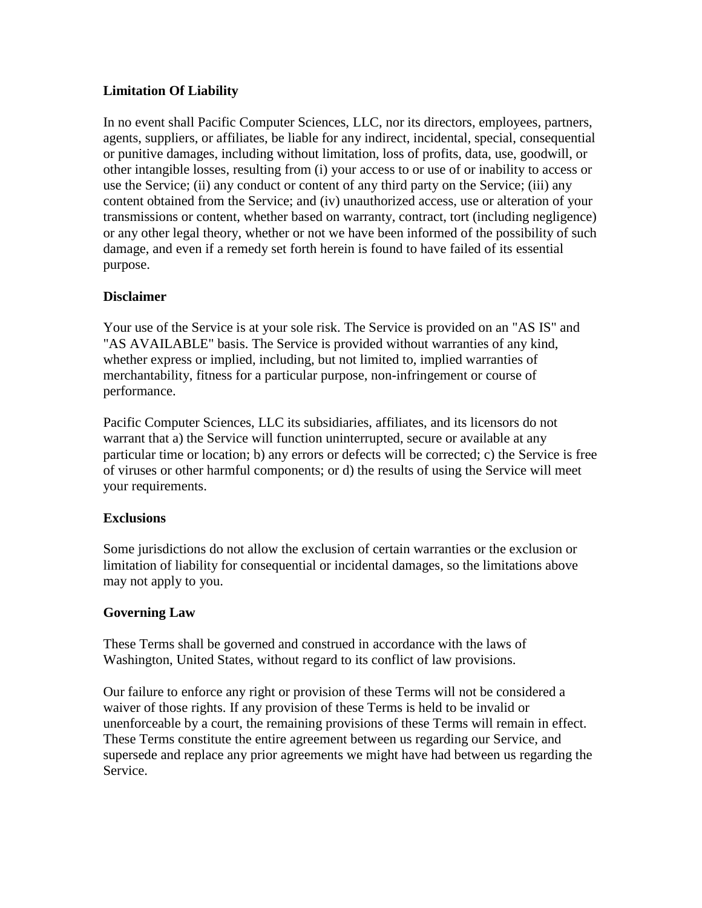**Limitation Of Liability**

In no event shall Pacific Computer Sciences, LLC, nor its directors, employees, partners, agents, suppliers, or affiliates, be liable for any indirect, incidental, special, consequential or punitive damages, including without limitation, loss of profits, data, use, goodwill, or other intangible losses, resulting from (i) your access to or use of or inability to access or use the Service; (ii) any conduct or content of any third party on the Service; (iii) any content obtained from the Service; and (iv) unauthorized access, use or alteration of your transmissions or content, whether based on warranty, contract, tort (including negligence) or any other legal theory, whether or not we have been informed of the possibility of such damage, and even if a remedy set forth herein is found to have failed of its essential purpose.

**Disclaimer**

Your use of the Service is at your sole risk. The Service is provided on an "AS IS" and "AS AVAILABLE" basis. The Service is provided without warranties of any kind, whether express or implied, including, but not limited to, implied warranties of merchantability, fitness for a particular purpose, non-infringement or course of performance.

Pacific Computer Sciences, LLC its subsidiaries, affiliates, and its licensors do not warrant that a) the Service will function uninterrupted, secure or available at any particular time or location; b) any errors or defects will be corrected; c) the Service is free of viruses or other harmful components; or d) the results of using the Service will meet your requirements.

**Exclusions**

Some jurisdictions do not allow the exclusion of certain warranties or the exclusion or limitation of liability for consequential or incidental damages, so the limitations above may not apply to you.

**Governing Law**

These Terms shall be governed and construed in accordance with the laws of Washington, United States, without regard to its conflict of law provisions.

Our failure to enforce any right or provision of these Terms will not be considered a waiver of those rights. If any provision of these Terms is held to be invalid or unenforceable by a court, the remaining provisions of these Terms will remain in effect. These Terms constitute the entire agreement between us regarding our Service, and supersede and replace any prior agreements we might have had between us regarding the Service.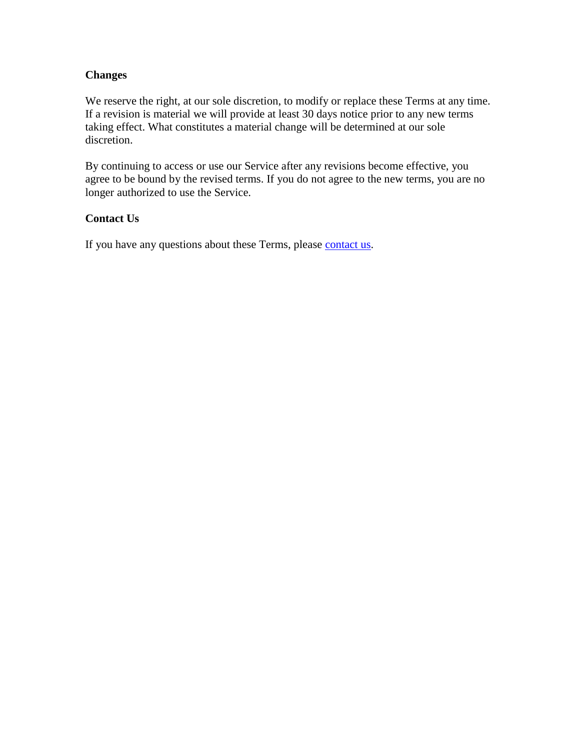**Changes**

We reserve the right, at our sole discretion, to modify or replace these Terms at any time. If a revision is material we will provide at least 30 days notice prior to any new terms taking effect. What constitutes a material change will be determined at our sole discretion.

By continuing to access or use our Service after any revisions become effective, you agree to be bound by the revised terms. If you do not agree to the new terms, you are no longer authorized to use the Service.

**Contact Us**

If you have any questions about these Terms, please contact us.